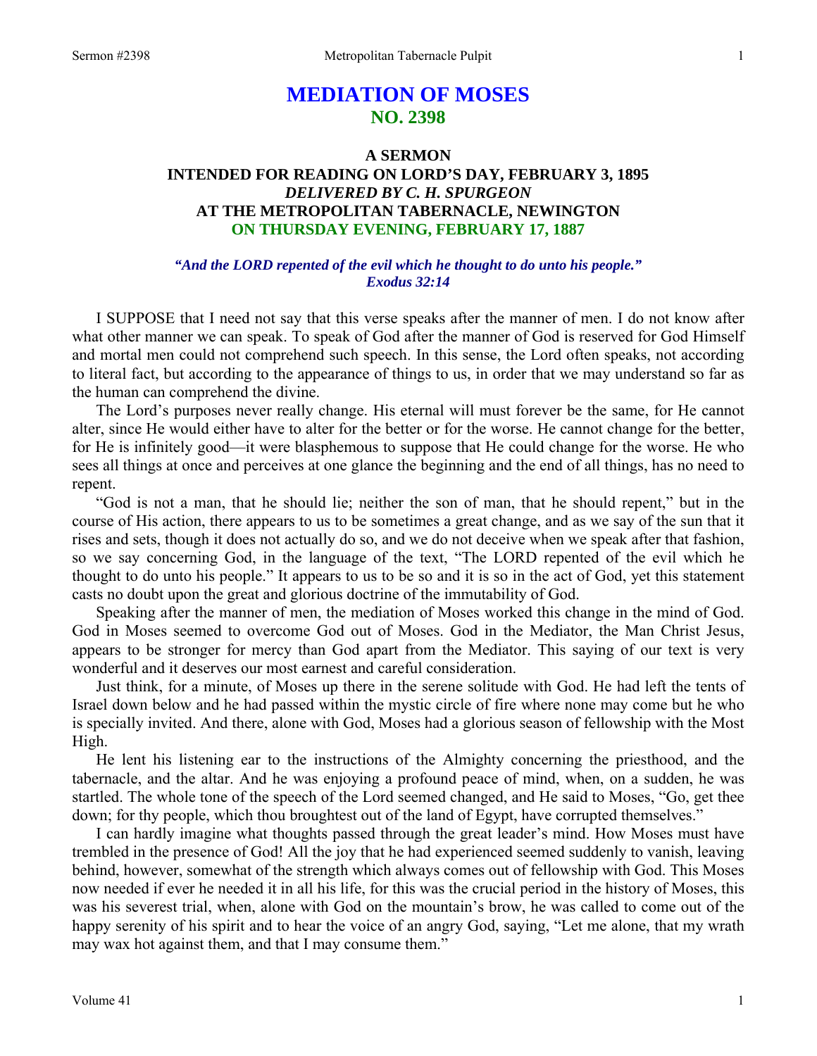# MEDIATION OF MOSES
## NO. 2398

### A SERMON
### INTENDED FOR READING ON LORD'S DAY, FEBRUARY 3, 1895
### *DELIVERED BY C. H. SPURGEON*
### AT THE METROPOLITAN TABERNACLE, NEWINGTON
### ON THURSDAY EVENING, FEBRUARY 17, 1887

***"And the LORD repented of the evil which he thought to do unto his people."***
***Exodus 32:14***

I SUPPOSE that I need not say that this verse speaks after the manner of men. I do not know after what other manner we can speak. To speak of God after the manner of God is reserved for God Himself and mortal men could not comprehend such speech. In this sense, the Lord often speaks, not according to literal fact, but according to the appearance of things to us, in order that we may understand so far as the human can comprehend the divine.

The Lord's purposes never really change. His eternal will must forever be the same, for He cannot alter, since He would either have to alter for the better or for the worse. He cannot change for the better, for He is infinitely good—it were blasphemous to suppose that He could change for the worse. He who sees all things at once and perceives at one glance the beginning and the end of all things, has no need to repent.

"God is not a man, that he should lie; neither the son of man, that he should repent," but in the course of His action, there appears to us to be sometimes a great change, and as we say of the sun that it rises and sets, though it does not actually do so, and we do not deceive when we speak after that fashion, so we say concerning God, in the language of the text, "The LORD repented of the evil which he thought to do unto his people." It appears to us to be so and it is so in the act of God, yet this statement casts no doubt upon the great and glorious doctrine of the immutability of God.

Speaking after the manner of men, the mediation of Moses worked this change in the mind of God. God in Moses seemed to overcome God out of Moses. God in the Mediator, the Man Christ Jesus, appears to be stronger for mercy than God apart from the Mediator. This saying of our text is very wonderful and it deserves our most earnest and careful consideration.

Just think, for a minute, of Moses up there in the serene solitude with God. He had left the tents of Israel down below and he had passed within the mystic circle of fire where none may come but he who is specially invited. And there, alone with God, Moses had a glorious season of fellowship with the Most High.

He lent his listening ear to the instructions of the Almighty concerning the priesthood, and the tabernacle, and the altar. And he was enjoying a profound peace of mind, when, on a sudden, he was startled. The whole tone of the speech of the Lord seemed changed, and He said to Moses, "Go, get thee down; for thy people, which thou broughtest out of the land of Egypt, have corrupted themselves."

I can hardly imagine what thoughts passed through the great leader's mind. How Moses must have trembled in the presence of God! All the joy that he had experienced seemed suddenly to vanish, leaving behind, however, somewhat of the strength which always comes out of fellowship with God. This Moses now needed if ever he needed it in all his life, for this was the crucial period in the history of Moses, this was his severest trial, when, alone with God on the mountain's brow, he was called to come out of the happy serenity of his spirit and to hear the voice of an angry God, saying, "Let me alone, that my wrath may wax hot against them, and that I may consume them."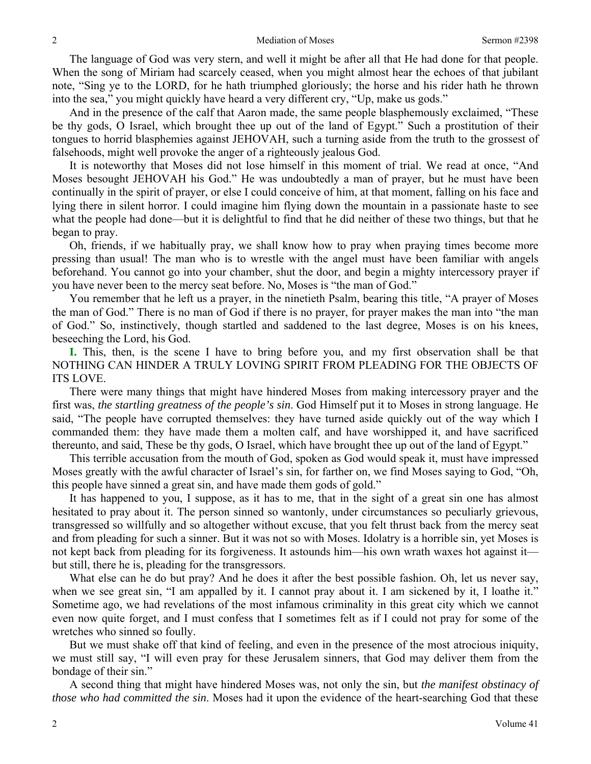The language of God was very stern, and well it might be after all that He had done for that people. When the song of Miriam had scarcely ceased, when you might almost hear the echoes of that jubilant note, "Sing ye to the LORD, for he hath triumphed gloriously; the horse and his rider hath he thrown into the sea," you might quickly have heard a very different cry, "Up, make us gods."

And in the presence of the calf that Aaron made, the same people blasphemously exclaimed, "These be thy gods, O Israel, which brought thee up out of the land of Egypt." Such a prostitution of their tongues to horrid blasphemies against JEHOVAH, such a turning aside from the truth to the grossest of falsehoods, might well provoke the anger of a righteously jealous God.

It is noteworthy that Moses did not lose himself in this moment of trial. We read at once, "And Moses besought JEHOVAH his God." He was undoubtedly a man of prayer, but he must have been continually in the spirit of prayer, or else I could conceive of him, at that moment, falling on his face and lying there in silent horror. I could imagine him flying down the mountain in a passionate haste to see what the people had done—but it is delightful to find that he did neither of these two things, but that he began to pray.

Oh, friends, if we habitually pray, we shall know how to pray when praying times become more pressing than usual! The man who is to wrestle with the angel must have been familiar with angels beforehand. You cannot go into your chamber, shut the door, and begin a mighty intercessory prayer if you have never been to the mercy seat before. No, Moses is "the man of God."

You remember that he left us a prayer, in the ninetieth Psalm, bearing this title, "A prayer of Moses the man of God." There is no man of God if there is no prayer, for prayer makes the man into "the man of God." So, instinctively, though startled and saddened to the last degree, Moses is on his knees, beseeching the Lord, his God.

**I.** This, then, is the scene I have to bring before you, and my first observation shall be that NOTHING CAN HINDER A TRULY LOVING SPIRIT FROM PLEADING FOR THE OBJECTS OF ITS LOVE.

There were many things that might have hindered Moses from making intercessory prayer and the first was, *the startling greatness of the people's sin*. God Himself put it to Moses in strong language. He said, "The people have corrupted themselves: they have turned aside quickly out of the way which I commanded them: they have made them a molten calf, and have worshipped it, and have sacrificed thereunto, and said, These be thy gods, O Israel, which have brought thee up out of the land of Egypt."

This terrible accusation from the mouth of God, spoken as God would speak it, must have impressed Moses greatly with the awful character of Israel's sin, for farther on, we find Moses saying to God, "Oh, this people have sinned a great sin, and have made them gods of gold."

It has happened to you, I suppose, as it has to me, that in the sight of a great sin one has almost hesitated to pray about it. The person sinned so wantonly, under circumstances so peculiarly grievous, transgressed so willfully and so altogether without excuse, that you felt thrust back from the mercy seat and from pleading for such a sinner. But it was not so with Moses. Idolatry is a horrible sin, yet Moses is not kept back from pleading for its forgiveness. It astounds him—his own wrath waxes hot against it—but still, there he is, pleading for the transgressors.

What else can he do but pray? And he does it after the best possible fashion. Oh, let us never say, when we see great sin, "I am appalled by it. I cannot pray about it. I am sickened by it, I loathe it." Sometime ago, we had revelations of the most infamous criminality in this great city which we cannot even now quite forget, and I must confess that I sometimes felt as if I could not pray for some of the wretches who sinned so foully.

But we must shake off that kind of feeling, and even in the presence of the most atrocious iniquity, we must still say, "I will even pray for these Jerusalem sinners, that God may deliver them from the bondage of their sin."

A second thing that might have hindered Moses was, not only the sin, but *the manifest obstinacy of those who had committed the sin*. Moses had it upon the evidence of the heart-searching God that these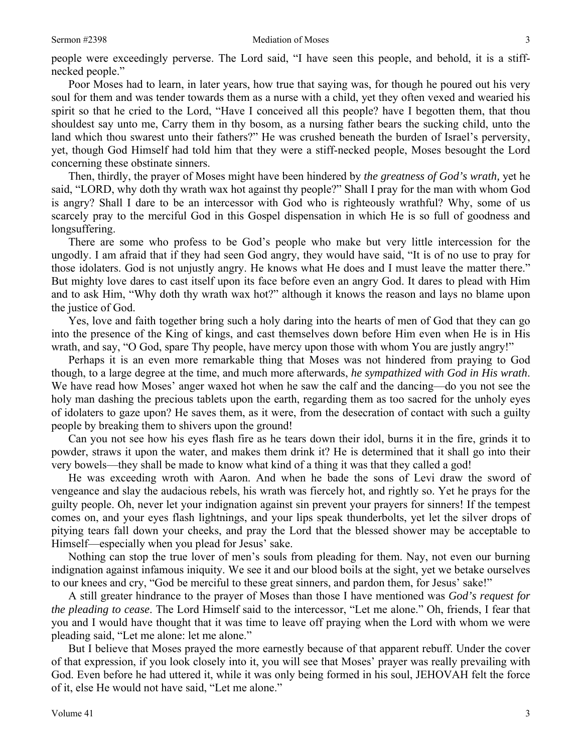people were exceedingly perverse. The Lord said, "I have seen this people, and behold, it is a stiff-necked people."

Poor Moses had to learn, in later years, how true that saying was, for though he poured out his very soul for them and was tender towards them as a nurse with a child, yet they often vexed and wearied his spirit so that he cried to the Lord, "Have I conceived all this people? have I begotten them, that thou shouldest say unto me, Carry them in thy bosom, as a nursing father bears the sucking child, unto the land which thou swarest unto their fathers?" He was crushed beneath the burden of Israel's perversity, yet, though God Himself had told him that they were a stiff-necked people, Moses besought the Lord concerning these obstinate sinners.

Then, thirdly, the prayer of Moses might have been hindered by *the greatness of God's wrath,* yet he said, "LORD, why doth thy wrath wax hot against thy people?" Shall I pray for the man with whom God is angry? Shall I dare to be an intercessor with God who is righteously wrathful? Why, some of us scarcely pray to the merciful God in this Gospel dispensation in which He is so full of goodness and longsuffering.

There are some who profess to be God's people who make but very little intercession for the ungodly. I am afraid that if they had seen God angry, they would have said, "It is of no use to pray for those idolaters. God is not unjustly angry. He knows what He does and I must leave the matter there." But mighty love dares to cast itself upon its face before even an angry God. It dares to plead with Him and to ask Him, "Why doth thy wrath wax hot?" although it knows the reason and lays no blame upon the justice of God.

Yes, love and faith together bring such a holy daring into the hearts of men of God that they can go into the presence of the King of kings, and cast themselves down before Him even when He is in His wrath, and say, "O God, spare Thy people, have mercy upon those with whom You are justly angry!"

Perhaps it is an even more remarkable thing that Moses was not hindered from praying to God though, to a large degree at the time, and much more afterwards, *he sympathized with God in His wrath*. We have read how Moses' anger waxed hot when he saw the calf and the dancing—do you not see the holy man dashing the precious tablets upon the earth, regarding them as too sacred for the unholy eyes of idolaters to gaze upon? He saves them, as it were, from the desecration of contact with such a guilty people by breaking them to shivers upon the ground!

Can you not see how his eyes flash fire as he tears down their idol, burns it in the fire, grinds it to powder, straws it upon the water, and makes them drink it? He is determined that it shall go into their very bowels—they shall be made to know what kind of a thing it was that they called a god!

He was exceeding wroth with Aaron. And when he bade the sons of Levi draw the sword of vengeance and slay the audacious rebels, his wrath was fiercely hot, and rightly so. Yet he prays for the guilty people. Oh, never let your indignation against sin prevent your prayers for sinners! If the tempest comes on, and your eyes flash lightnings, and your lips speak thunderbolts, yet let the silver drops of pitying tears fall down your cheeks, and pray the Lord that the blessed shower may be acceptable to Himself—especially when you plead for Jesus' sake.

Nothing can stop the true lover of men's souls from pleading for them. Nay, not even our burning indignation against infamous iniquity. We see it and our blood boils at the sight, yet we betake ourselves to our knees and cry, "God be merciful to these great sinners, and pardon them, for Jesus' sake!"

A still greater hindrance to the prayer of Moses than those I have mentioned was *God's request for the pleading to cease*. The Lord Himself said to the intercessor, "Let me alone." Oh, friends, I fear that you and I would have thought that it was time to leave off praying when the Lord with whom we were pleading said, "Let me alone: let me alone."

But I believe that Moses prayed the more earnestly because of that apparent rebuff. Under the cover of that expression, if you look closely into it, you will see that Moses' prayer was really prevailing with God. Even before he had uttered it, while it was only being formed in his soul, JEHOVAH felt the force of it, else He would not have said, "Let me alone."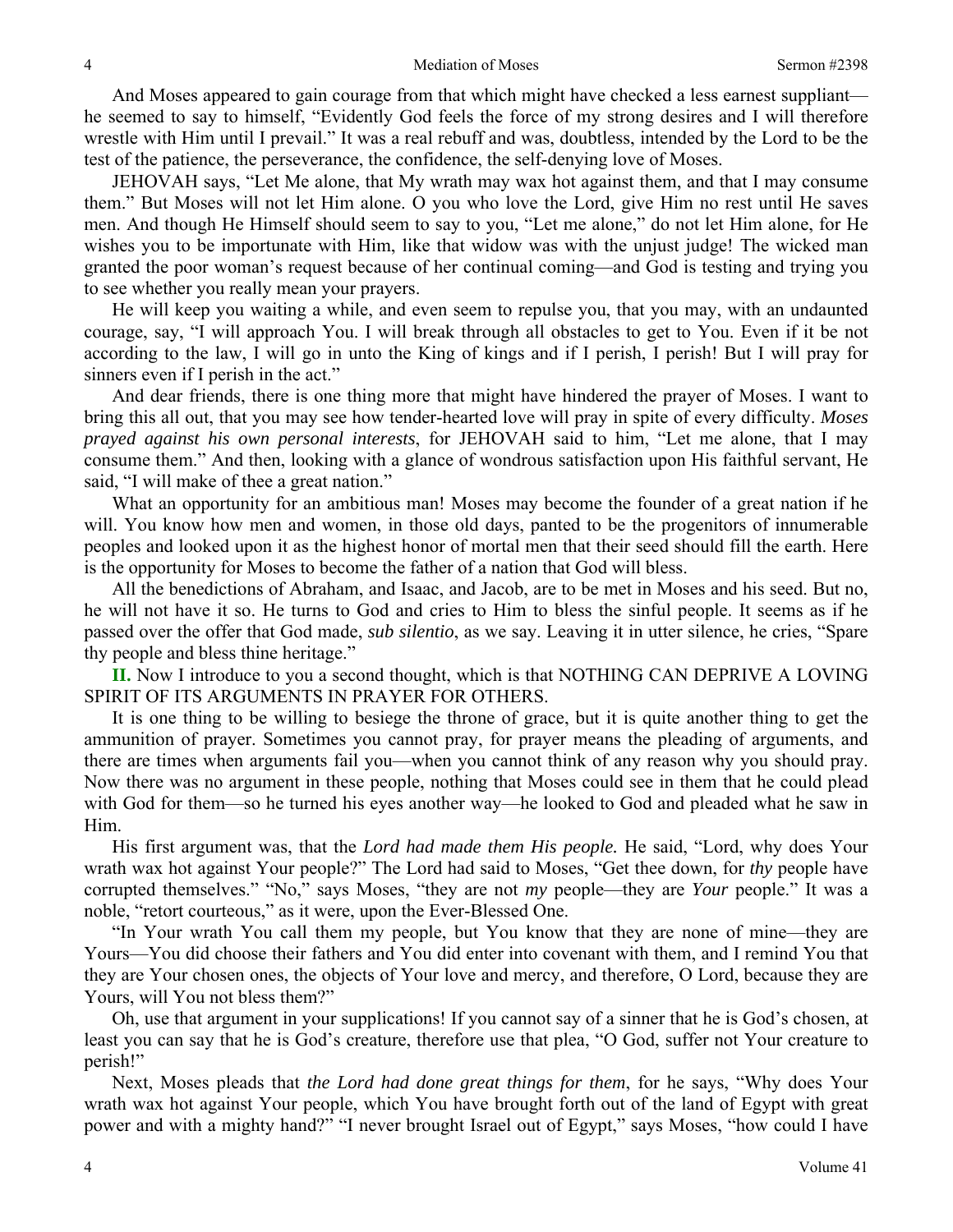And Moses appeared to gain courage from that which might have checked a less earnest suppliant—he seemed to say to himself, "Evidently God feels the force of my strong desires and I will therefore wrestle with Him until I prevail." It was a real rebuff and was, doubtless, intended by the Lord to be the test of the patience, the perseverance, the confidence, the self-denying love of Moses.

JEHOVAH says, "Let Me alone, that My wrath may wax hot against them, and that I may consume them." But Moses will not let Him alone. O you who love the Lord, give Him no rest until He saves men. And though He Himself should seem to say to you, "Let me alone," do not let Him alone, for He wishes you to be importunate with Him, like that widow was with the unjust judge! The wicked man granted the poor woman's request because of her continual coming—and God is testing and trying you to see whether you really mean your prayers.

He will keep you waiting a while, and even seem to repulse you, that you may, with an undaunted courage, say, "I will approach You. I will break through all obstacles to get to You. Even if it be not according to the law, I will go in unto the King of kings and if I perish, I perish! But I will pray for sinners even if I perish in the act."

And dear friends, there is one thing more that might have hindered the prayer of Moses. I want to bring this all out, that you may see how tender-hearted love will pray in spite of every difficulty. *Moses prayed against his own personal interests*, for JEHOVAH said to him, "Let me alone, that I may consume them." And then, looking with a glance of wondrous satisfaction upon His faithful servant, He said, "I will make of thee a great nation."

What an opportunity for an ambitious man! Moses may become the founder of a great nation if he will. You know how men and women, in those old days, panted to be the progenitors of innumerable peoples and looked upon it as the highest honor of mortal men that their seed should fill the earth. Here is the opportunity for Moses to become the father of a nation that God will bless.

All the benedictions of Abraham, and Isaac, and Jacob, are to be met in Moses and his seed. But no, he will not have it so. He turns to God and cries to Him to bless the sinful people. It seems as if he passed over the offer that God made, *sub silentio*, as we say. Leaving it in utter silence, he cries, "Spare thy people and bless thine heritage."

**II.** Now I introduce to you a second thought, which is that NOTHING CAN DEPRIVE A LOVING SPIRIT OF ITS ARGUMENTS IN PRAYER FOR OTHERS.

It is one thing to be willing to besiege the throne of grace, but it is quite another thing to get the ammunition of prayer. Sometimes you cannot pray, for prayer means the pleading of arguments, and there are times when arguments fail you—when you cannot think of any reason why you should pray. Now there was no argument in these people, nothing that Moses could see in them that he could plead with God for them—so he turned his eyes another way—he looked to God and pleaded what he saw in Him.

His first argument was, that the *Lord had made them His people.* He said, "Lord, why does Your wrath wax hot against Your people?" The Lord had said to Moses, "Get thee down, for *thy* people have corrupted themselves." "No," says Moses, "they are not *my* people—they are *Your* people." It was a noble, "retort courteous," as it were, upon the Ever-Blessed One.

"In Your wrath You call them my people, but You know that they are none of mine—they are Yours—You did choose their fathers and You did enter into covenant with them, and I remind You that they are Your chosen ones, the objects of Your love and mercy, and therefore, O Lord, because they are Yours, will You not bless them?"

Oh, use that argument in your supplications! If you cannot say of a sinner that he is God's chosen, at least you can say that he is God's creature, therefore use that plea, "O God, suffer not Your creature to perish!"

Next, Moses pleads that *the Lord had done great things for them*, for he says, "Why does Your wrath wax hot against Your people, which You have brought forth out of the land of Egypt with great power and with a mighty hand?" "I never brought Israel out of Egypt," says Moses, "how could I have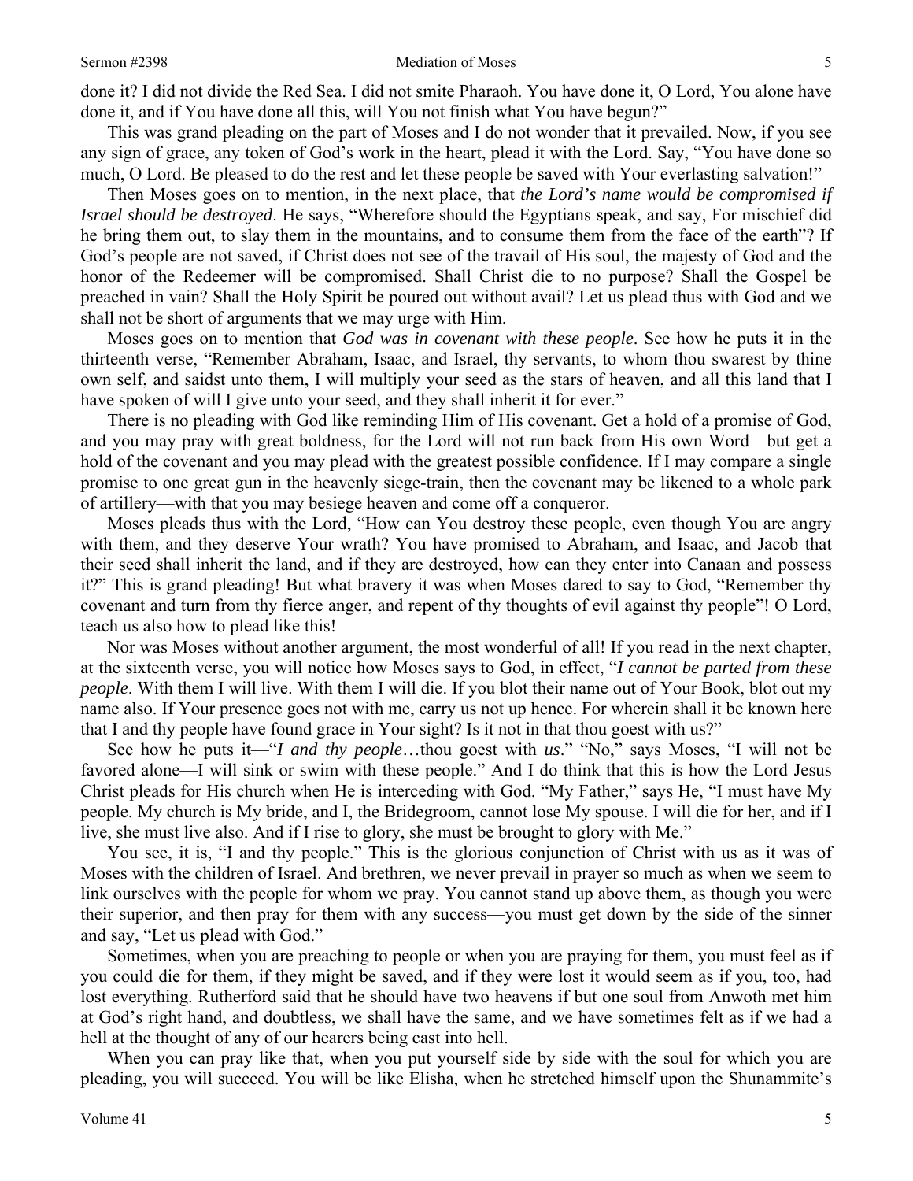done it? I did not divide the Red Sea. I did not smite Pharaoh. You have done it, O Lord, You alone have done it, and if You have done all this, will You not finish what You have begun?"

This was grand pleading on the part of Moses and I do not wonder that it prevailed. Now, if you see any sign of grace, any token of God's work in the heart, plead it with the Lord. Say, "You have done so much, O Lord. Be pleased to do the rest and let these people be saved with Your everlasting salvation!"

Then Moses goes on to mention, in the next place, that *the Lord's name would be compromised if Israel should be destroyed*. He says, "Wherefore should the Egyptians speak, and say, For mischief did he bring them out, to slay them in the mountains, and to consume them from the face of the earth"? If God's people are not saved, if Christ does not see of the travail of His soul, the majesty of God and the honor of the Redeemer will be compromised. Shall Christ die to no purpose? Shall the Gospel be preached in vain? Shall the Holy Spirit be poured out without avail? Let us plead thus with God and we shall not be short of arguments that we may urge with Him.

Moses goes on to mention that *God was in covenant with these people*. See how he puts it in the thirteenth verse, "Remember Abraham, Isaac, and Israel, thy servants, to whom thou swarest by thine own self, and saidst unto them, I will multiply your seed as the stars of heaven, and all this land that I have spoken of will I give unto your seed, and they shall inherit it for ever."

There is no pleading with God like reminding Him of His covenant. Get a hold of a promise of God, and you may pray with great boldness, for the Lord will not run back from His own Word—but get a hold of the covenant and you may plead with the greatest possible confidence. If I may compare a single promise to one great gun in the heavenly siege-train, then the covenant may be likened to a whole park of artillery—with that you may besiege heaven and come off a conqueror.

Moses pleads thus with the Lord, "How can You destroy these people, even though You are angry with them, and they deserve Your wrath? You have promised to Abraham, and Isaac, and Jacob that their seed shall inherit the land, and if they are destroyed, how can they enter into Canaan and possess it?" This is grand pleading! But what bravery it was when Moses dared to say to God, "Remember thy covenant and turn from thy fierce anger, and repent of thy thoughts of evil against thy people"! O Lord, teach us also how to plead like this!

Nor was Moses without another argument, the most wonderful of all! If you read in the next chapter, at the sixteenth verse, you will notice how Moses says to God, in effect, "*I cannot be parted from these people*. With them I will live. With them I will die. If you blot their name out of Your Book, blot out my name also. If Your presence goes not with me, carry us not up hence. For wherein shall it be known here that I and thy people have found grace in Your sight? Is it not in that thou goest with us?"

See how he puts it—"*I and thy people*…thou goest with *us*." "No," says Moses, "I will not be favored alone—I will sink or swim with these people." And I do think that this is how the Lord Jesus Christ pleads for His church when He is interceding with God. "My Father," says He, "I must have My people. My church is My bride, and I, the Bridegroom, cannot lose My spouse. I will die for her, and if I live, she must live also. And if I rise to glory, she must be brought to glory with Me."

You see, it is, "I and thy people." This is the glorious conjunction of Christ with us as it was of Moses with the children of Israel. And brethren, we never prevail in prayer so much as when we seem to link ourselves with the people for whom we pray. You cannot stand up above them, as though you were their superior, and then pray for them with any success—you must get down by the side of the sinner and say, "Let us plead with God."

Sometimes, when you are preaching to people or when you are praying for them, you must feel as if you could die for them, if they might be saved, and if they were lost it would seem as if you, too, had lost everything. Rutherford said that he should have two heavens if but one soul from Anwoth met him at God's right hand, and doubtless, we shall have the same, and we have sometimes felt as if we had a hell at the thought of any of our hearers being cast into hell.

When you can pray like that, when you put yourself side by side with the soul for which you are pleading, you will succeed. You will be like Elisha, when he stretched himself upon the Shunammite's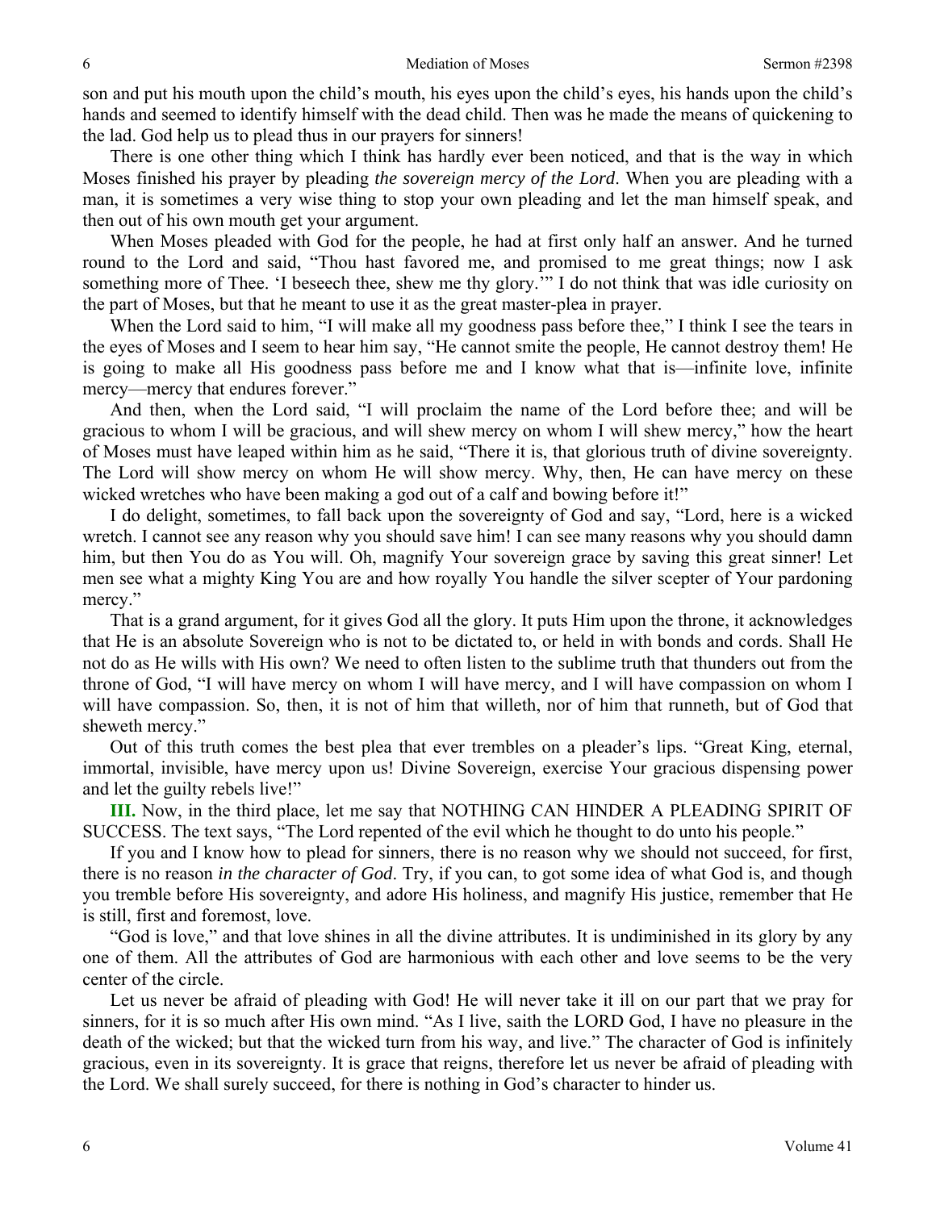son and put his mouth upon the child's mouth, his eyes upon the child's eyes, his hands upon the child's hands and seemed to identify himself with the dead child. Then was he made the means of quickening to the lad. God help us to plead thus in our prayers for sinners!

There is one other thing which I think has hardly ever been noticed, and that is the way in which Moses finished his prayer by pleading *the sovereign mercy of the Lord*. When you are pleading with a man, it is sometimes a very wise thing to stop your own pleading and let the man himself speak, and then out of his own mouth get your argument.

When Moses pleaded with God for the people, he had at first only half an answer. And he turned round to the Lord and said, "Thou hast favored me, and promised to me great things; now I ask something more of Thee. 'I beseech thee, shew me thy glory.'" I do not think that was idle curiosity on the part of Moses, but that he meant to use it as the great master-plea in prayer.

When the Lord said to him, "I will make all my goodness pass before thee," I think I see the tears in the eyes of Moses and I seem to hear him say, "He cannot smite the people, He cannot destroy them! He is going to make all His goodness pass before me and I know what that is—infinite love, infinite mercy—mercy that endures forever."

And then, when the Lord said, "I will proclaim the name of the Lord before thee; and will be gracious to whom I will be gracious, and will shew mercy on whom I will shew mercy," how the heart of Moses must have leaped within him as he said, "There it is, that glorious truth of divine sovereignty. The Lord will show mercy on whom He will show mercy. Why, then, He can have mercy on these wicked wretches who have been making a god out of a calf and bowing before it!"

I do delight, sometimes, to fall back upon the sovereignty of God and say, "Lord, here is a wicked wretch. I cannot see any reason why you should save him! I can see many reasons why you should damn him, but then You do as You will. Oh, magnify Your sovereign grace by saving this great sinner! Let men see what a mighty King You are and how royally You handle the silver scepter of Your pardoning mercy."

That is a grand argument, for it gives God all the glory. It puts Him upon the throne, it acknowledges that He is an absolute Sovereign who is not to be dictated to, or held in with bonds and cords. Shall He not do as He wills with His own? We need to often listen to the sublime truth that thunders out from the throne of God, "I will have mercy on whom I will have mercy, and I will have compassion on whom I will have compassion. So, then, it is not of him that willeth, nor of him that runneth, but of God that sheweth mercy."

Out of this truth comes the best plea that ever trembles on a pleader's lips. "Great King, eternal, immortal, invisible, have mercy upon us! Divine Sovereign, exercise Your gracious dispensing power and let the guilty rebels live!"

**III.** Now, in the third place, let me say that NOTHING CAN HINDER A PLEADING SPIRIT OF SUCCESS. The text says, "The Lord repented of the evil which he thought to do unto his people."

If you and I know how to plead for sinners, there is no reason why we should not succeed, for first, there is no reason *in the character of God*. Try, if you can, to got some idea of what God is, and though you tremble before His sovereignty, and adore His holiness, and magnify His justice, remember that He is still, first and foremost, love.

"God is love," and that love shines in all the divine attributes. It is undiminished in its glory by any one of them. All the attributes of God are harmonious with each other and love seems to be the very center of the circle.

Let us never be afraid of pleading with God! He will never take it ill on our part that we pray for sinners, for it is so much after His own mind. "As I live, saith the LORD God, I have no pleasure in the death of the wicked; but that the wicked turn from his way, and live." The character of God is infinitely gracious, even in its sovereignty. It is grace that reigns, therefore let us never be afraid of pleading with the Lord. We shall surely succeed, for there is nothing in God's character to hinder us.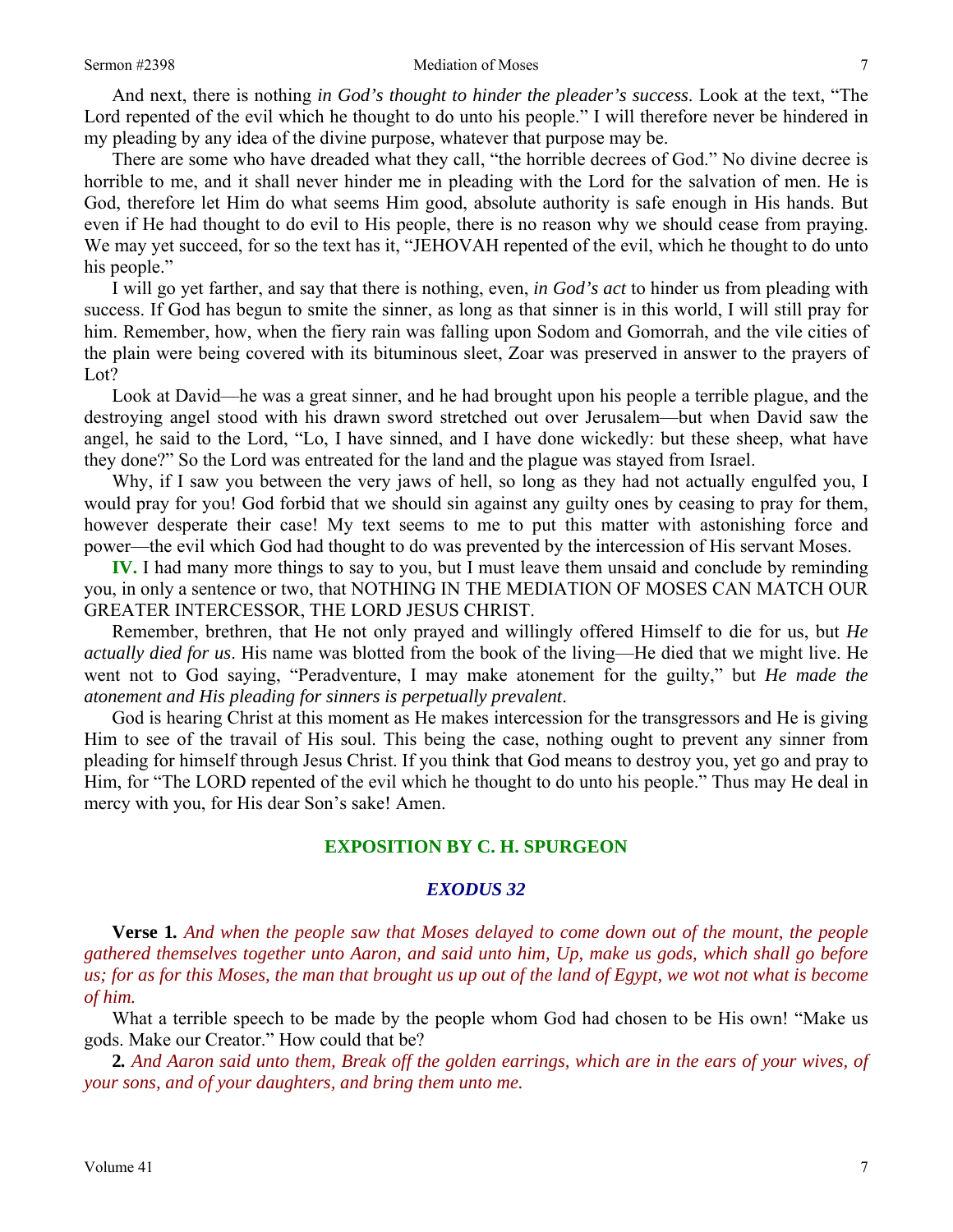And next, there is nothing *in God's thought to hinder the pleader's success*. Look at the text, "The Lord repented of the evil which he thought to do unto his people." I will therefore never be hindered in my pleading by any idea of the divine purpose, whatever that purpose may be.

There are some who have dreaded what they call, "the horrible decrees of God." No divine decree is horrible to me, and it shall never hinder me in pleading with the Lord for the salvation of men. He is God, therefore let Him do what seems Him good, absolute authority is safe enough in His hands. But even if He had thought to do evil to His people, there is no reason why we should cease from praying. We may yet succeed, for so the text has it, "JEHOVAH repented of the evil, which he thought to do unto his people."

I will go yet farther, and say that there is nothing, even, *in God's act* to hinder us from pleading with success. If God has begun to smite the sinner, as long as that sinner is in this world, I will still pray for him. Remember, how, when the fiery rain was falling upon Sodom and Gomorrah, and the vile cities of the plain were being covered with its bituminous sleet, Zoar was preserved in answer to the prayers of Lot?

Look at David—he was a great sinner, and he had brought upon his people a terrible plague, and the destroying angel stood with his drawn sword stretched out over Jerusalem—but when David saw the angel, he said to the Lord, "Lo, I have sinned, and I have done wickedly: but these sheep, what have they done?" So the Lord was entreated for the land and the plague was stayed from Israel.

Why, if I saw you between the very jaws of hell, so long as they had not actually engulfed you, I would pray for you! God forbid that we should sin against any guilty ones by ceasing to pray for them, however desperate their case! My text seems to me to put this matter with astonishing force and power—the evil which God had thought to do was prevented by the intercession of His servant Moses.

**IV.** I had many more things to say to you, but I must leave them unsaid and conclude by reminding you, in only a sentence or two, that NOTHING IN THE MEDIATION OF MOSES CAN MATCH OUR GREATER INTERCESSOR, THE LORD JESUS CHRIST.

Remember, brethren, that He not only prayed and willingly offered Himself to die for us, but *He actually died for us*. His name was blotted from the book of the living—He died that we might live. He went not to God saying, "Peradventure, I may make atonement for the guilty," but *He made the atonement and His pleading for sinners is perpetually prevalent*.

God is hearing Christ at this moment as He makes intercession for the transgressors and He is giving Him to see of the travail of His soul. This being the case, nothing ought to prevent any sinner from pleading for himself through Jesus Christ. If you think that God means to destroy you, yet go and pray to Him, for "The LORD repented of the evil which he thought to do unto his people." Thus may He deal in mercy with you, for His dear Son's sake! Amen.

## EXPOSITION BY C. H. SPURGEON

### *EXODUS 32*

**Verse 1.** *And when the people saw that Moses delayed to come down out of the mount, the people gathered themselves together unto Aaron, and said unto him, Up, make us gods, which shall go before us; for as for this Moses, the man that brought us up out of the land of Egypt, we wot not what is become of him.*

What a terrible speech to be made by the people whom God had chosen to be His own! "Make us gods. Make our Creator." How could that be?

**2.** *And Aaron said unto them, Break off the golden earrings, which are in the ears of your wives, of your sons, and of your daughters, and bring them unto me.*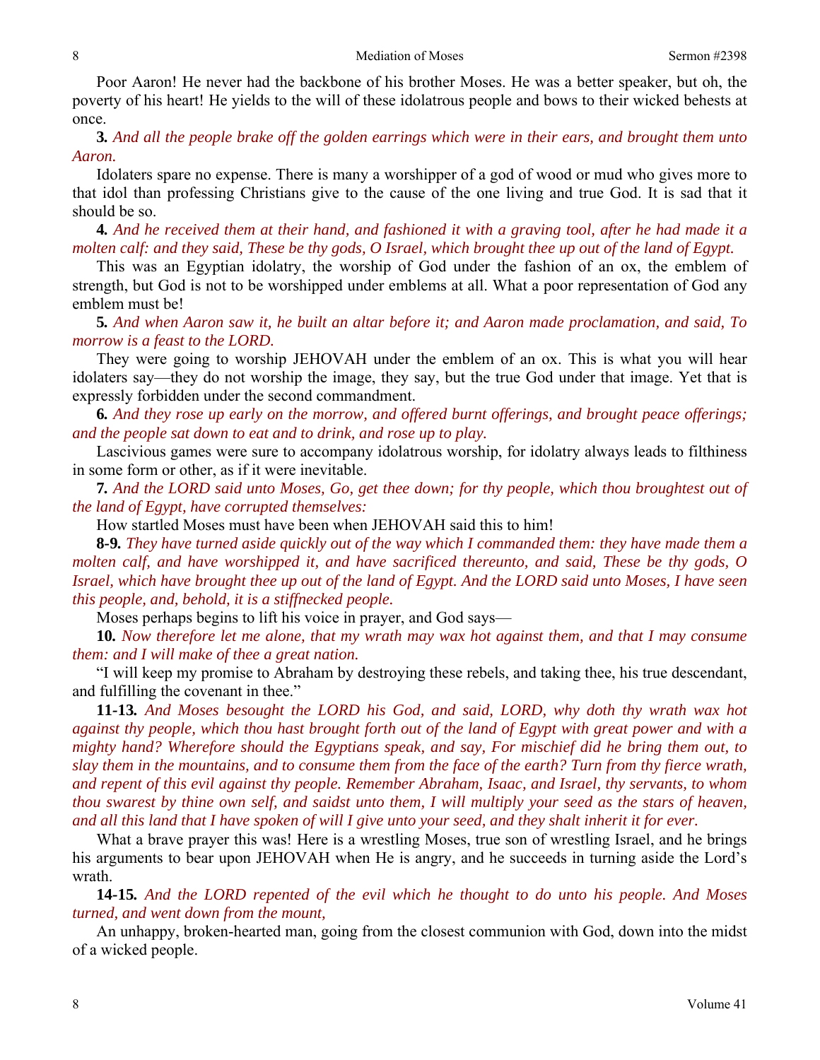Poor Aaron! He never had the backbone of his brother Moses. He was a better speaker, but oh, the poverty of his heart! He yields to the will of these idolatrous people and bows to their wicked behests at once.

**3.** *And all the people brake off the golden earrings which were in their ears, and brought them unto Aaron.*

Idolaters spare no expense. There is many a worshipper of a god of wood or mud who gives more to that idol than professing Christians give to the cause of the one living and true God. It is sad that it should be so.

**4.** *And he received them at their hand, and fashioned it with a graving tool, after he had made it a molten calf: and they said, These be thy gods, O Israel, which brought thee up out of the land of Egypt.*

This was an Egyptian idolatry, the worship of God under the fashion of an ox, the emblem of strength, but God is not to be worshipped under emblems at all. What a poor representation of God any emblem must be!

**5.** *And when Aaron saw it, he built an altar before it; and Aaron made proclamation, and said, To morrow is a feast to the LORD.*

They were going to worship JEHOVAH under the emblem of an ox. This is what you will hear idolaters say—they do not worship the image, they say, but the true God under that image. Yet that is expressly forbidden under the second commandment.

**6.** *And they rose up early on the morrow, and offered burnt offerings, and brought peace offerings; and the people sat down to eat and to drink, and rose up to play.*

Lascivious games were sure to accompany idolatrous worship, for idolatry always leads to filthiness in some form or other, as if it were inevitable.

**7.** *And the LORD said unto Moses, Go, get thee down; for thy people, which thou broughtest out of the land of Egypt, have corrupted themselves:*

How startled Moses must have been when JEHOVAH said this to him!

**8-9.** *They have turned aside quickly out of the way which I commanded them: they have made them a molten calf, and have worshipped it, and have sacrificed thereunto, and said, These be thy gods, O Israel, which have brought thee up out of the land of Egypt. And the LORD said unto Moses, I have seen this people, and, behold, it is a stiffnecked people.*

Moses perhaps begins to lift his voice in prayer, and God says—

**10.** *Now therefore let me alone, that my wrath may wax hot against them, and that I may consume them: and I will make of thee a great nation.*

"I will keep my promise to Abraham by destroying these rebels, and taking thee, his true descendant, and fulfilling the covenant in thee."

**11-13.** *And Moses besought the LORD his God, and said, LORD, why doth thy wrath wax hot against thy people, which thou hast brought forth out of the land of Egypt with great power and with a mighty hand? Wherefore should the Egyptians speak, and say, For mischief did he bring them out, to slay them in the mountains, and to consume them from the face of the earth? Turn from thy fierce wrath, and repent of this evil against thy people. Remember Abraham, Isaac, and Israel, thy servants, to whom thou swarest by thine own self, and saidst unto them, I will multiply your seed as the stars of heaven, and all this land that I have spoken of will I give unto your seed, and they shalt inherit it for ever.*

What a brave prayer this was! Here is a wrestling Moses, true son of wrestling Israel, and he brings his arguments to bear upon JEHOVAH when He is angry, and he succeeds in turning aside the Lord's wrath.

**14-15.** *And the LORD repented of the evil which he thought to do unto his people. And Moses turned, and went down from the mount,*

An unhappy, broken-hearted man, going from the closest communion with God, down into the midst of a wicked people.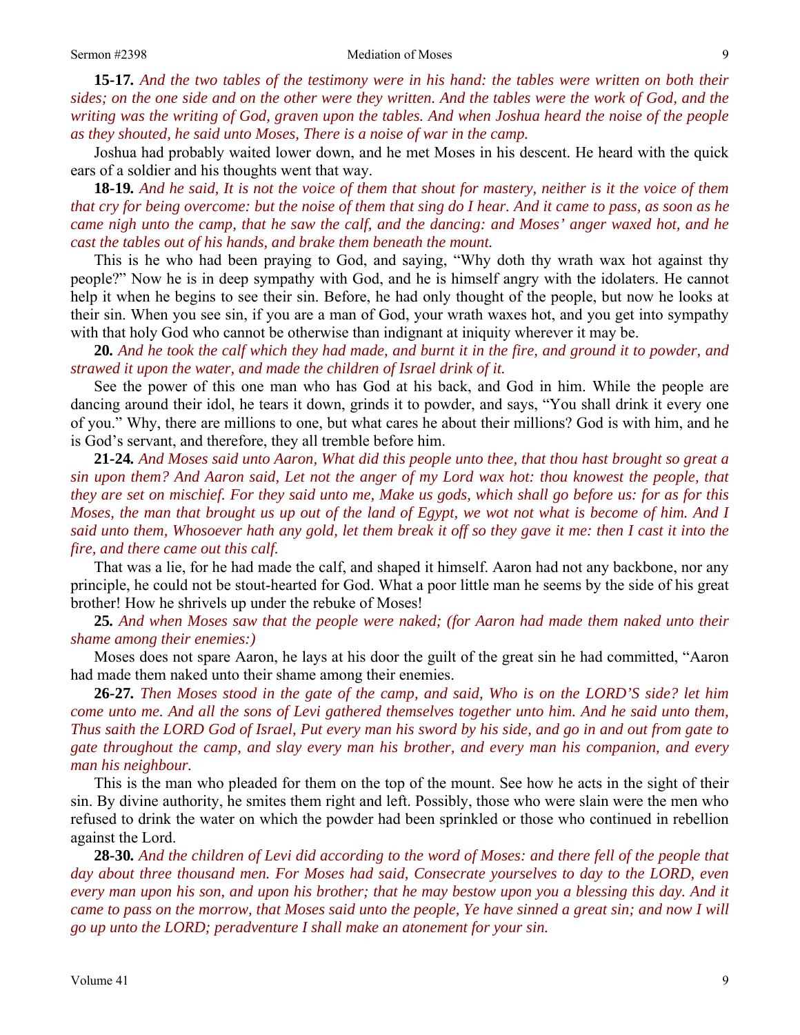**15-17.** *And the two tables of the testimony were in his hand: the tables were written on both their sides; on the one side and on the other were they written. And the tables were the work of God, and the writing was the writing of God, graven upon the tables. And when Joshua heard the noise of the people as they shouted, he said unto Moses, There is a noise of war in the camp.*

Joshua had probably waited lower down, and he met Moses in his descent. He heard with the quick ears of a soldier and his thoughts went that way.

**18-19.** *And he said, It is not the voice of them that shout for mastery, neither is it the voice of them that cry for being overcome: but the noise of them that sing do I hear. And it came to pass, as soon as he came nigh unto the camp, that he saw the calf, and the dancing: and Moses' anger waxed hot, and he cast the tables out of his hands, and brake them beneath the mount.*

This is he who had been praying to God, and saying, "Why doth thy wrath wax hot against thy people?" Now he is in deep sympathy with God, and he is himself angry with the idolaters. He cannot help it when he begins to see their sin. Before, he had only thought of the people, but now he looks at their sin. When you see sin, if you are a man of God, your wrath waxes hot, and you get into sympathy with that holy God who cannot be otherwise than indignant at iniquity wherever it may be.

**20.** *And he took the calf which they had made, and burnt it in the fire, and ground it to powder, and strawed it upon the water, and made the children of Israel drink of it.*

See the power of this one man who has God at his back, and God in him. While the people are dancing around their idol, he tears it down, grinds it to powder, and says, "You shall drink it every one of you." Why, there are millions to one, but what cares he about their millions? God is with him, and he is God's servant, and therefore, they all tremble before him.

**21-24.** *And Moses said unto Aaron, What did this people unto thee, that thou hast brought so great a sin upon them? And Aaron said, Let not the anger of my Lord wax hot: thou knowest the people, that they are set on mischief. For they said unto me, Make us gods, which shall go before us: for as for this Moses, the man that brought us up out of the land of Egypt, we wot not what is become of him. And I said unto them, Whosoever hath any gold, let them break it off so they gave it me: then I cast it into the fire, and there came out this calf.*

That was a lie, for he had made the calf, and shaped it himself. Aaron had not any backbone, nor any principle, he could not be stout-hearted for God. What a poor little man he seems by the side of his great brother! How he shrivels up under the rebuke of Moses!

**25.** *And when Moses saw that the people were naked; (for Aaron had made them naked unto their shame among their enemies:)*

Moses does not spare Aaron, he lays at his door the guilt of the great sin he had committed, "Aaron had made them naked unto their shame among their enemies.

**26-27.** *Then Moses stood in the gate of the camp, and said, Who is on the LORD'S side? let him come unto me. And all the sons of Levi gathered themselves together unto him. And he said unto them, Thus saith the LORD God of Israel, Put every man his sword by his side, and go in and out from gate to gate throughout the camp, and slay every man his brother, and every man his companion, and every man his neighbour.*

This is the man who pleaded for them on the top of the mount. See how he acts in the sight of their sin. By divine authority, he smites them right and left. Possibly, those who were slain were the men who refused to drink the water on which the powder had been sprinkled or those who continued in rebellion against the Lord.

**28-30.** *And the children of Levi did according to the word of Moses: and there fell of the people that day about three thousand men. For Moses had said, Consecrate yourselves to day to the LORD, even every man upon his son, and upon his brother; that he may bestow upon you a blessing this day. And it came to pass on the morrow, that Moses said unto the people, Ye have sinned a great sin; and now I will go up unto the LORD; peradventure I shall make an atonement for your sin.*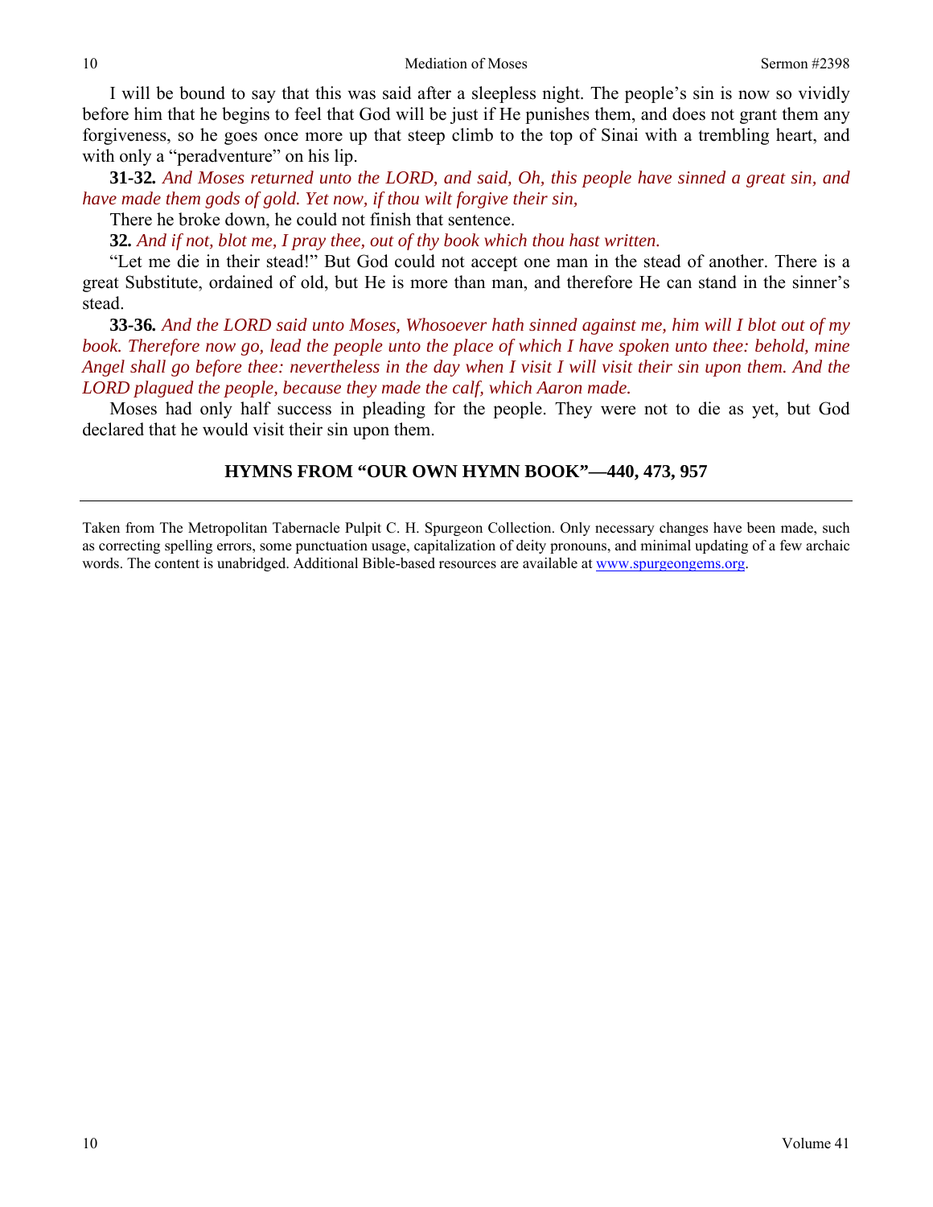I will be bound to say that this was said after a sleepless night. The people's sin is now so vividly before him that he begins to feel that God will be just if He punishes them, and does not grant them any forgiveness, so he goes once more up that steep climb to the top of Sinai with a trembling heart, and with only a "peradventure" on his lip.

**31-32.** *And Moses returned unto the LORD, and said, Oh, this people have sinned a great sin, and have made them gods of gold. Yet now, if thou wilt forgive their sin,*

There he broke down, he could not finish that sentence.

**32.** *And if not, blot me, I pray thee, out of thy book which thou hast written.*

"Let me die in their stead!" But God could not accept one man in the stead of another. There is a great Substitute, ordained of old, but He is more than man, and therefore He can stand in the sinner's stead.

**33-36.** *And the LORD said unto Moses, Whosoever hath sinned against me, him will I blot out of my book. Therefore now go, lead the people unto the place of which I have spoken unto thee: behold, mine Angel shall go before thee: nevertheless in the day when I visit I will visit their sin upon them. And the LORD plagued the people, because they made the calf, which Aaron made.*

Moses had only half success in pleading for the people. They were not to die as yet, but God declared that he would visit their sin upon them.

**HYMNS FROM "OUR OWN HYMN BOOK"—440, 473, 957**

---

Taken from The Metropolitan Tabernacle Pulpit C. H. Spurgeon Collection. Only necessary changes have been made, such as correcting spelling errors, some punctuation usage, capitalization of deity pronouns, and minimal updating of a few archaic words. The content is unabridged. Additional Bible-based resources are available at www.spurgeongems.org.